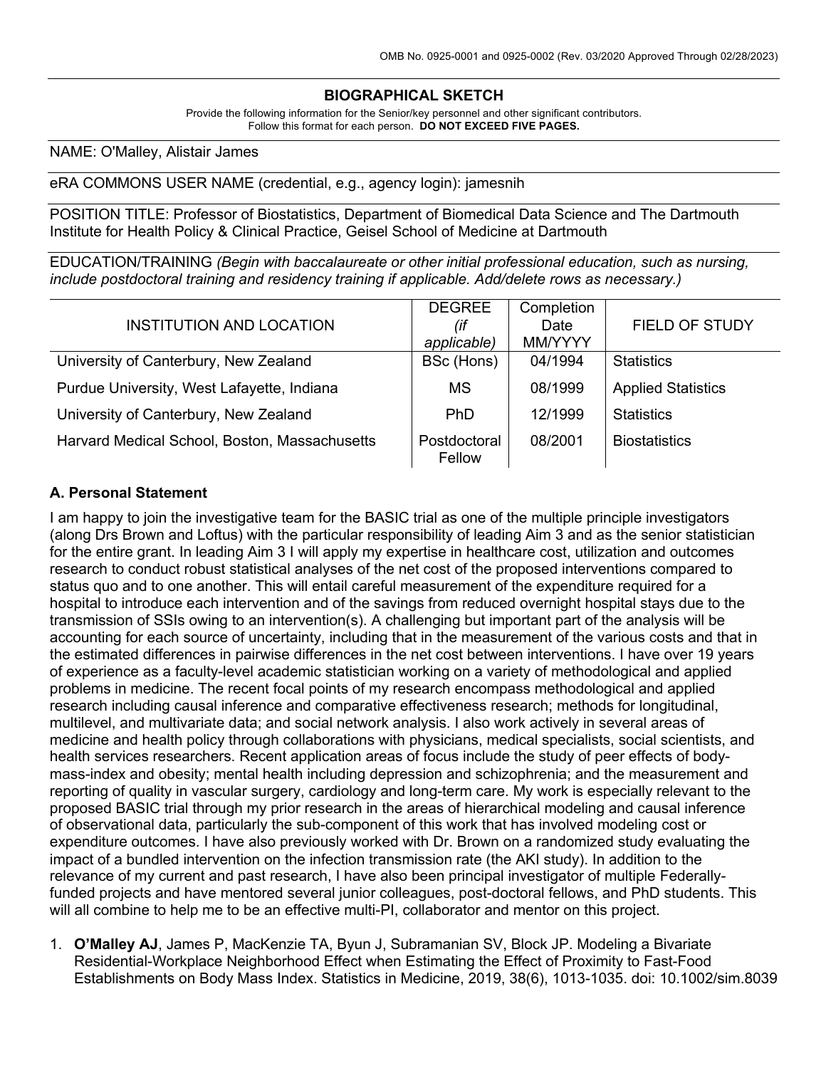OMB No. 0925-0001 and 0925-0002 (Rev. 03/2020 Approved Through 02/28/2023)

# BIOGRAPHICAL SKETCH

Provide the following information for the Senior/key personnel and other significant contributors.
Follow this format for each person. **DO NOT EXCEED FIVE PAGES.**

NAME: O'Malley, Alistair James

eRA COMMONS USER NAME (credential, e.g., agency login): jamesnih

POSITION TITLE: Professor of Biostatistics, Department of Biomedical Data Science and The Dartmouth Institute for Health Policy & Clinical Practice, Geisel School of Medicine at Dartmouth

EDUCATION/TRAINING *(Begin with baccalaureate or other initial professional education, such as nursing, include postdoctoral training and residency training if applicable. Add/delete rows as necessary.)*

| INSTITUTION AND LOCATION | DEGREE *(if applicable)* | Completion Date MM/YYYY | FIELD OF STUDY |
|---|---|---|---|
| University of Canterbury, New Zealand | BSc (Hons) | 04/1994 | Statistics |
| Purdue University, West Lafayette, Indiana | MS | 08/1999 | Applied Statistics |
| University of Canterbury, New Zealand | PhD | 12/1999 | Statistics |
| Harvard Medical School, Boston, Massachusetts | Postdoctoral Fellow | 08/2001 | Biostatistics |

### A. Personal Statement

I am happy to join the investigative team for the BASIC trial as one of the multiple principle investigators (along Drs Brown and Loftus) with the particular responsibility of leading Aim 3 and as the senior statistician for the entire grant. In leading Aim 3 I will apply my expertise in healthcare cost, utilization and outcomes research to conduct robust statistical analyses of the net cost of the proposed interventions compared to status quo and to one another. This will entail careful measurement of the expenditure required for a hospital to introduce each intervention and of the savings from reduced overnight hospital stays due to the transmission of SSIs owing to an intervention(s). A challenging but important part of the analysis will be accounting for each source of uncertainty, including that in the measurement of the various costs and that in the estimated differences in pairwise differences in the net cost between interventions. I have over 19 years of experience as a faculty-level academic statistician working on a variety of methodological and applied problems in medicine. The recent focal points of my research encompass methodological and applied research including causal inference and comparative effectiveness research; methods for longitudinal, multilevel, and multivariate data; and social network analysis. I also work actively in several areas of medicine and health policy through collaborations with physicians, medical specialists, social scientists, and health services researchers. Recent application areas of focus include the study of peer effects of body-mass-index and obesity; mental health including depression and schizophrenia; and the measurement and reporting of quality in vascular surgery, cardiology and long-term care. My work is especially relevant to the proposed BASIC trial through my prior research in the areas of hierarchical modeling and causal inference of observational data, particularly the sub-component of this work that has involved modeling cost or expenditure outcomes. I have also previously worked with Dr. Brown on a randomized study evaluating the impact of a bundled intervention on the infection transmission rate (the AKI study). In addition to the relevance of my current and past research, I have also been principal investigator of multiple Federally-funded projects and have mentored several junior colleagues, post-doctoral fellows, and PhD students. This will all combine to help me to be an effective multi-PI, collaborator and mentor on this project.

1. **O'Malley AJ**, James P, MacKenzie TA, Byun J, Subramanian SV, Block JP. Modeling a Bivariate Residential-Workplace Neighborhood Effect when Estimating the Effect of Proximity to Fast-Food Establishments on Body Mass Index. Statistics in Medicine, 2019, 38(6), 1013-1035. doi: 10.1002/sim.8039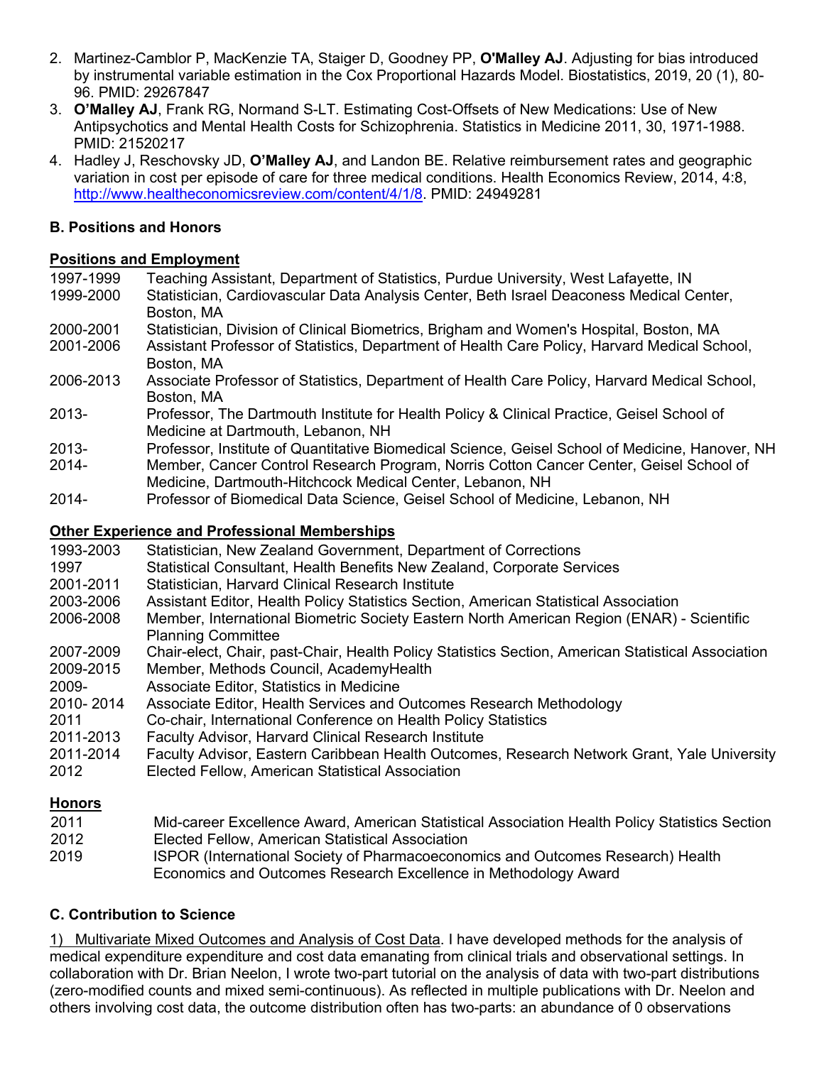2. Martinez-Camblor P, MacKenzie TA, Staiger D, Goodney PP, **O'Malley AJ**. Adjusting for bias introduced by instrumental variable estimation in the Cox Proportional Hazards Model. Biostatistics, 2019, 20 (1), 80-96. PMID: 29267847
3. **O'Malley AJ**, Frank RG, Normand S-LT. Estimating Cost-Offsets of New Medications: Use of New Antipsychotics and Mental Health Costs for Schizophrenia. Statistics in Medicine 2011, 30, 1971-1988. PMID: 21520217
4. Hadley J, Reschovsky JD, **O'Malley AJ**, and Landon BE. Relative reimbursement rates and geographic variation in cost per episode of care for three medical conditions. Health Economics Review, 2014, 4:8, http://www.healtheconomicsreview.com/content/4/1/8. PMID: 24949281

### B. Positions and Honors

**Positions and Employment**

| | |
|---|---|
| 1997-1999 | Teaching Assistant, Department of Statistics, Purdue University, West Lafayette, IN |
| 1999-2000 | Statistician, Cardiovascular Data Analysis Center, Beth Israel Deaconess Medical Center, Boston, MA |
| 2000-2001 | Statistician, Division of Clinical Biometrics, Brigham and Women's Hospital, Boston, MA |
| 2001-2006 | Assistant Professor of Statistics, Department of Health Care Policy, Harvard Medical School, Boston, MA |
| 2006-2013 | Associate Professor of Statistics, Department of Health Care Policy, Harvard Medical School, Boston, MA |
| 2013- | Professor, The Dartmouth Institute for Health Policy & Clinical Practice, Geisel School of Medicine at Dartmouth, Lebanon, NH |
| 2013- | Professor, Institute of Quantitative Biomedical Science, Geisel School of Medicine, Hanover, NH |
| 2014- | Member, Cancer Control Research Program, Norris Cotton Cancer Center, Geisel School of Medicine, Dartmouth-Hitchcock Medical Center, Lebanon, NH |
| 2014- | Professor of Biomedical Data Science, Geisel School of Medicine, Lebanon, NH |

**Other Experience and Professional Memberships**

| | |
|---|---|
| 1993-2003 | Statistician, New Zealand Government, Department of Corrections |
| 1997 | Statistical Consultant, Health Benefits New Zealand, Corporate Services |
| 2001-2011 | Statistician, Harvard Clinical Research Institute |
| 2003-2006 | Assistant Editor, Health Policy Statistics Section, American Statistical Association |
| 2006-2008 | Member, International Biometric Society Eastern North American Region (ENAR) - Scientific Planning Committee |
| 2007-2009 | Chair-elect, Chair, past-Chair, Health Policy Statistics Section, American Statistical Association |
| 2009-2015 | Member, Methods Council, AcademyHealth |
| 2009- | Associate Editor, Statistics in Medicine |
| 2010- 2014 | Associate Editor, Health Services and Outcomes Research Methodology |
| 2011 | Co-chair, International Conference on Health Policy Statistics |
| 2011-2013 | Faculty Advisor, Harvard Clinical Research Institute |
| 2011-2014 | Faculty Advisor, Eastern Caribbean Health Outcomes, Research Network Grant, Yale University |
| 2012 | Elected Fellow, American Statistical Association |

**Honors**

| | |
|---|---|
| 2011 | Mid-career Excellence Award, American Statistical Association Health Policy Statistics Section |
| 2012 | Elected Fellow, American Statistical Association |
| 2019 | ISPOR (International Society of Pharmacoeconomics and Outcomes Research) Health Economics and Outcomes Research Excellence in Methodology Award |

### C. Contribution to Science

1) Multivariate Mixed Outcomes and Analysis of Cost Data. I have developed methods for the analysis of medical expenditure expenditure and cost data emanating from clinical trials and observational settings. In collaboration with Dr. Brian Neelon, I wrote two-part tutorial on the analysis of data with two-part distributions (zero-modified counts and mixed semi-continuous). As reflected in multiple publications with Dr. Neelon and others involving cost data, the outcome distribution often has two-parts: an abundance of 0 observations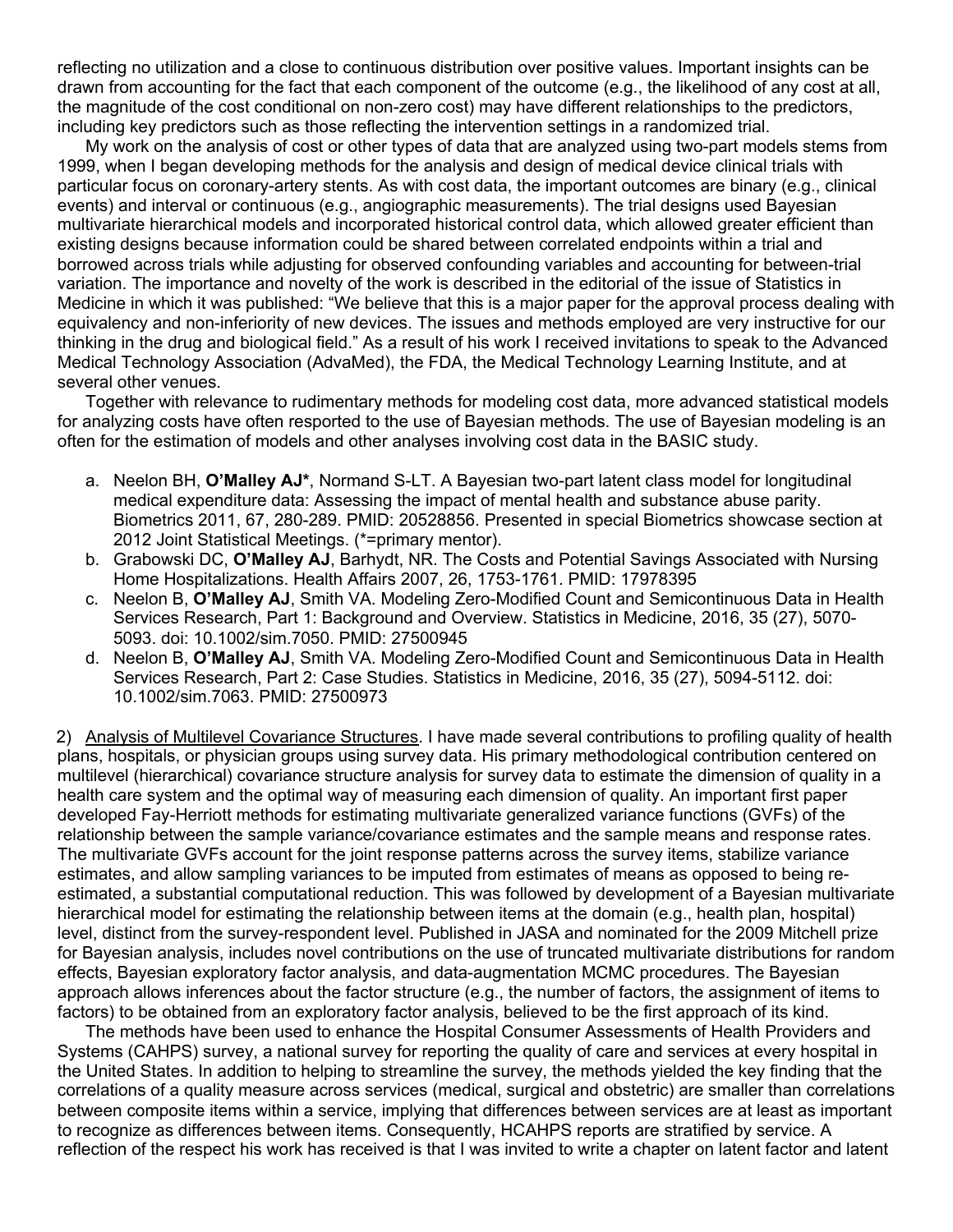reflecting no utilization and a close to continuous distribution over positive values. Important insights can be drawn from accounting for the fact that each component of the outcome (e.g., the likelihood of any cost at all, the magnitude of the cost conditional on non-zero cost) may have different relationships to the predictors, including key predictors such as those reflecting the intervention settings in a randomized trial.

My work on the analysis of cost or other types of data that are analyzed using two-part models stems from 1999, when I began developing methods for the analysis and design of medical device clinical trials with particular focus on coronary-artery stents. As with cost data, the important outcomes are binary (e.g., clinical events) and interval or continuous (e.g., angiographic measurements). The trial designs used Bayesian multivariate hierarchical models and incorporated historical control data, which allowed greater efficient than existing designs because information could be shared between correlated endpoints within a trial and borrowed across trials while adjusting for observed confounding variables and accounting for between-trial variation. The importance and novelty of the work is described in the editorial of the issue of Statistics in Medicine in which it was published: "We believe that this is a major paper for the approval process dealing with equivalency and non-inferiority of new devices. The issues and methods employed are very instructive for our thinking in the drug and biological field." As a result of his work I received invitations to speak to the Advanced Medical Technology Association (AdvaMed), the FDA, the Medical Technology Learning Institute, and at several other venues.

Together with relevance to rudimentary methods for modeling cost data, more advanced statistical models for analyzing costs have often resported to the use of Bayesian methods. The use of Bayesian modeling is an often for the estimation of models and other analyses involving cost data in the BASIC study.

a. Neelon BH, **O'Malley AJ***, Normand S-LT. A Bayesian two-part latent class model for longitudinal medical expenditure data: Assessing the impact of mental health and substance abuse parity. Biometrics 2011, 67, 280-289. PMID: 20528856. Presented in special Biometrics showcase section at 2012 Joint Statistical Meetings. (*=primary mentor).
b. Grabowski DC, **O'Malley AJ**, Barhydt, NR. The Costs and Potential Savings Associated with Nursing Home Hospitalizations. Health Affairs 2007, 26, 1753-1761. PMID: 17978395
c. Neelon B, **O'Malley AJ**, Smith VA. Modeling Zero-Modified Count and Semicontinuous Data in Health Services Research, Part 1: Background and Overview. Statistics in Medicine, 2016, 35 (27), 5070-5093. doi: 10.1002/sim.7050. PMID: 27500945
d. Neelon B, **O'Malley AJ**, Smith VA. Modeling Zero-Modified Count and Semicontinuous Data in Health Services Research, Part 2: Case Studies. Statistics in Medicine, 2016, 35 (27), 5094-5112. doi: 10.1002/sim.7063. PMID: 27500973

2) <u>Analysis of Multilevel Covariance Structures</u>. I have made several contributions to profiling quality of health plans, hospitals, or physician groups using survey data. His primary methodological contribution centered on multilevel (hierarchical) covariance structure analysis for survey data to estimate the dimension of quality in a health care system and the optimal way of measuring each dimension of quality. An important first paper developed Fay-Herriott methods for estimating multivariate generalized variance functions (GVFs) of the relationship between the sample variance/covariance estimates and the sample means and response rates. The multivariate GVFs account for the joint response patterns across the survey items, stabilize variance estimates, and allow sampling variances to be imputed from estimates of means as opposed to being re-estimated, a substantial computational reduction. This was followed by development of a Bayesian multivariate hierarchical model for estimating the relationship between items at the domain (e.g., health plan, hospital) level, distinct from the survey-respondent level. Published in JASA and nominated for the 2009 Mitchell prize for Bayesian analysis, includes novel contributions on the use of truncated multivariate distributions for random effects, Bayesian exploratory factor analysis, and data-augmentation MCMC procedures. The Bayesian approach allows inferences about the factor structure (e.g., the number of factors, the assignment of items to factors) to be obtained from an exploratory factor analysis, believed to be the first approach of its kind.

The methods have been used to enhance the Hospital Consumer Assessments of Health Providers and Systems (CAHPS) survey, a national survey for reporting the quality of care and services at every hospital in the United States. In addition to helping to streamline the survey, the methods yielded the key finding that the correlations of a quality measure across services (medical, surgical and obstetric) are smaller than correlations between composite items within a service, implying that differences between services are at least as important to recognize as differences between items. Consequently, HCAHPS reports are stratified by service. A reflection of the respect his work has received is that I was invited to write a chapter on latent factor and latent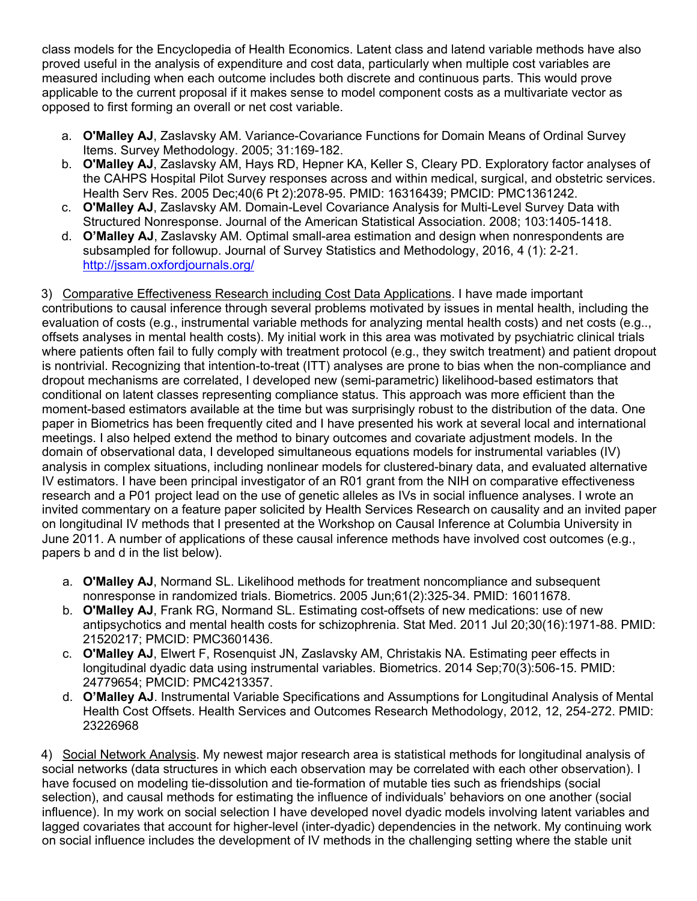class models for the Encyclopedia of Health Economics. Latent class and latend variable methods have also proved useful in the analysis of expenditure and cost data, particularly when multiple cost variables are measured including when each outcome includes both discrete and continuous parts. This would prove applicable to the current proposal if it makes sense to model component costs as a multivariate vector as opposed to first forming an overall or net cost variable.

a. **O'Malley AJ**, Zaslavsky AM. Variance-Covariance Functions for Domain Means of Ordinal Survey Items. Survey Methodology. 2005; 31:169-182.
b. **O'Malley AJ**, Zaslavsky AM, Hays RD, Hepner KA, Keller S, Cleary PD. Exploratory factor analyses of the CAHPS Hospital Pilot Survey responses across and within medical, surgical, and obstetric services. Health Serv Res. 2005 Dec;40(6 Pt 2):2078-95. PMID: 16316439; PMCID: PMC1361242.
c. **O'Malley AJ**, Zaslavsky AM. Domain-Level Covariance Analysis for Multi-Level Survey Data with Structured Nonresponse. Journal of the American Statistical Association. 2008; 103:1405-1418.
d. **O'Malley AJ**, Zaslavsky AM. Optimal small-area estimation and design when nonrespondents are subsampled for followup. Journal of Survey Statistics and Methodology, 2016, 4 (1): 2-21. http://jssam.oxfordjournals.org/

3) Comparative Effectiveness Research including Cost Data Applications. I have made important contributions to causal inference through several problems motivated by issues in mental health, including the evaluation of costs (e.g., instrumental variable methods for analyzing mental health costs) and net costs (e.g.., offsets analyses in mental health costs). My initial work in this area was motivated by psychiatric clinical trials where patients often fail to fully comply with treatment protocol (e.g., they switch treatment) and patient dropout is nontrivial. Recognizing that intention-to-treat (ITT) analyses are prone to bias when the non-compliance and dropout mechanisms are correlated, I developed new (semi-parametric) likelihood-based estimators that conditional on latent classes representing compliance status. This approach was more efficient than the moment-based estimators available at the time but was surprisingly robust to the distribution of the data. One paper in Biometrics has been frequently cited and I have presented his work at several local and international meetings. I also helped extend the method to binary outcomes and covariate adjustment models. In the domain of observational data, I developed simultaneous equations models for instrumental variables (IV) analysis in complex situations, including nonlinear models for clustered-binary data, and evaluated alternative IV estimators. I have been principal investigator of an R01 grant from the NIH on comparative effectiveness research and a P01 project lead on the use of genetic alleles as IVs in social influence analyses. I wrote an invited commentary on a feature paper solicited by Health Services Research on causality and an invited paper on longitudinal IV methods that I presented at the Workshop on Causal Inference at Columbia University in June 2011. A number of applications of these causal inference methods have involved cost outcomes (e.g., papers b and d in the list below).

a. **O'Malley AJ**, Normand SL. Likelihood methods for treatment noncompliance and subsequent nonresponse in randomized trials. Biometrics. 2005 Jun;61(2):325-34. PMID: 16011678.
b. **O'Malley AJ**, Frank RG, Normand SL. Estimating cost-offsets of new medications: use of new antipsychotics and mental health costs for schizophrenia. Stat Med. 2011 Jul 20;30(16):1971-88. PMID: 21520217; PMCID: PMC3601436.
c. **O'Malley AJ**, Elwert F, Rosenquist JN, Zaslavsky AM, Christakis NA. Estimating peer effects in longitudinal dyadic data using instrumental variables. Biometrics. 2014 Sep;70(3):506-15. PMID: 24779654; PMCID: PMC4213357.
d. **O'Malley AJ**. Instrumental Variable Specifications and Assumptions for Longitudinal Analysis of Mental Health Cost Offsets. Health Services and Outcomes Research Methodology, 2012, 12, 254-272. PMID: 23226968

4) Social Network Analysis. My newest major research area is statistical methods for longitudinal analysis of social networks (data structures in which each observation may be correlated with each other observation). I have focused on modeling tie-dissolution and tie-formation of mutable ties such as friendships (social selection), and causal methods for estimating the influence of individuals' behaviors on one another (social influence). In my work on social selection I have developed novel dyadic models involving latent variables and lagged covariates that account for higher-level (inter-dyadic) dependencies in the network. My continuing work on social influence includes the development of IV methods in the challenging setting where the stable unit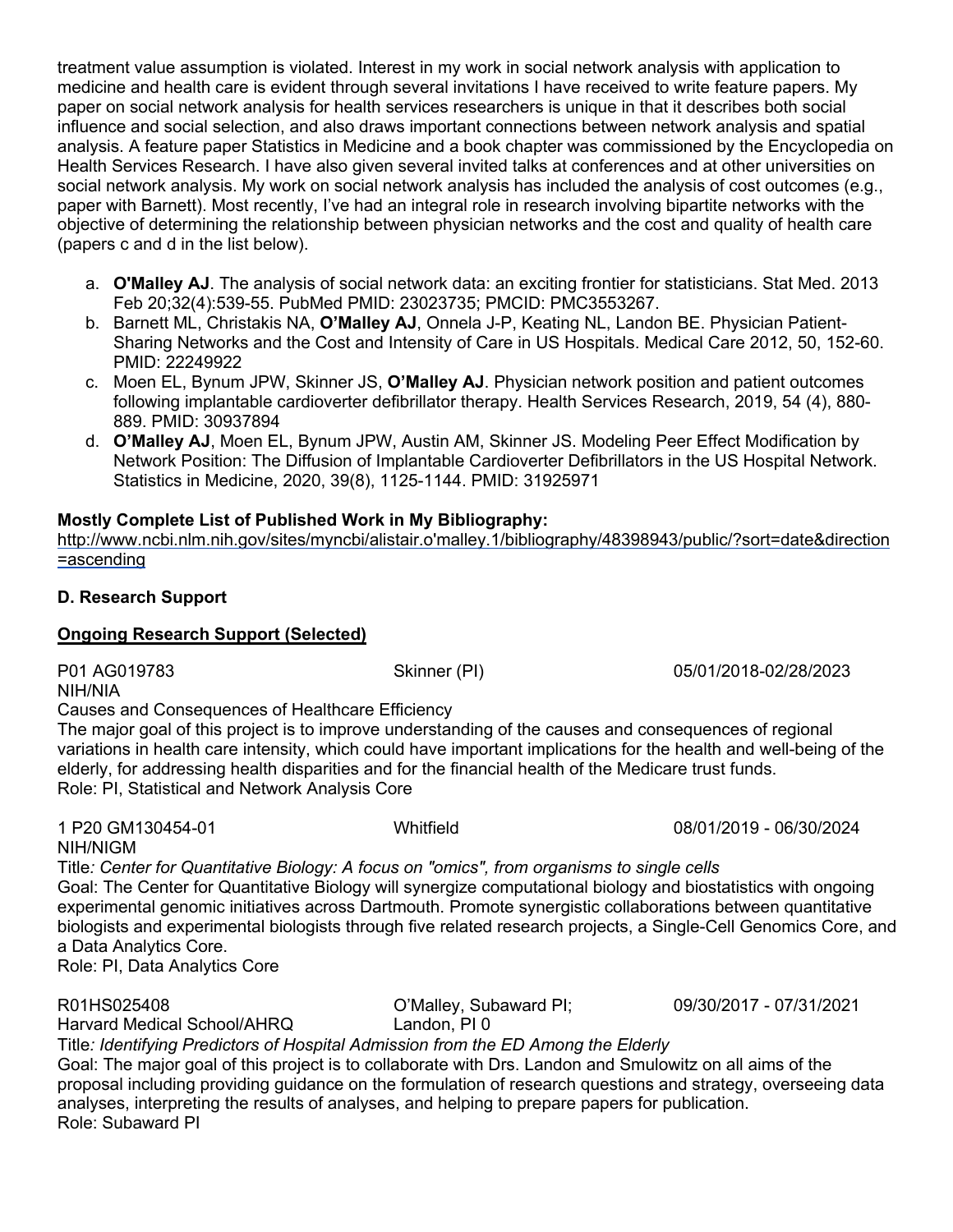treatment value assumption is violated. Interest in my work in social network analysis with application to medicine and health care is evident through several invitations I have received to write feature papers. My paper on social network analysis for health services researchers is unique in that it describes both social influence and social selection, and also draws important connections between network analysis and spatial analysis. A feature paper Statistics in Medicine and a book chapter was commissioned by the Encyclopedia on Health Services Research. I have also given several invited talks at conferences and at other universities on social network analysis. My work on social network analysis has included the analysis of cost outcomes (e.g., paper with Barnett). Most recently, I've had an integral role in research involving bipartite networks with the objective of determining the relationship between physician networks and the cost and quality of health care (papers c and d in the list below).

a. **O'Malley AJ**. The analysis of social network data: an exciting frontier for statisticians. Stat Med. 2013 Feb 20;32(4):539-55. PubMed PMID: 23023735; PMCID: PMC3553267.
b. Barnett ML, Christakis NA, **O'Malley AJ**, Onnela J-P, Keating NL, Landon BE. Physician Patient-Sharing Networks and the Cost and Intensity of Care in US Hospitals. Medical Care 2012, 50, 152-60. PMID: 22249922
c. Moen EL, Bynum JPW, Skinner JS, **O'Malley AJ**. Physician network position and patient outcomes following implantable cardioverter defibrillator therapy. Health Services Research, 2019, 54 (4), 880-889. PMID: 30937894
d. **O'Malley AJ**, Moen EL, Bynum JPW, Austin AM, Skinner JS. Modeling Peer Effect Modification by Network Position: The Diffusion of Implantable Cardioverter Defibrillators in the US Hospital Network. Statistics in Medicine, 2020, 39(8), 1125-1144. PMID: 31925971

**Mostly Complete List of Published Work in My Bibliography:**
http://www.ncbi.nlm.nih.gov/sites/myncbi/alistair.o'malley.1/bibliography/48398943/public/?sort=date&direction=ascending

**D. Research Support**

**Ongoing Research Support (Selected)**

P01 AG019783 Skinner (PI) 05/01/2018-02/28/2023
NIH/NIA
Causes and Consequences of Healthcare Efficiency
The major goal of this project is to improve understanding of the causes and consequences of regional variations in health care intensity, which could have important implications for the health and well-being of the elderly, for addressing health disparities and for the financial health of the Medicare trust funds.
Role: PI, Statistical and Network Analysis Core

1 P20 GM130454-01 Whitfield 08/01/2019 - 06/30/2024
NIH/NIGM
Title*: Center for Quantitative Biology: A focus on "omics", from organisms to single cells*
Goal: The Center for Quantitative Biology will synergize computational biology and biostatistics with ongoing experimental genomic initiatives across Dartmouth. Promote synergistic collaborations between quantitative biologists and experimental biologists through five related research projects, a Single-Cell Genomics Core, and a Data Analytics Core.
Role: PI, Data Analytics Core

R01HS025408 O'Malley, Subaward PI; 09/30/2017 - 07/31/2021
Harvard Medical School/AHRQ Landon, PI 0
Title*: Identifying Predictors of Hospital Admission from the ED Among the Elderly*
Goal: The major goal of this project is to collaborate with Drs. Landon and Smulowitz on all aims of the proposal including providing guidance on the formulation of research questions and strategy, overseeing data analyses, interpreting the results of analyses, and helping to prepare papers for publication.
Role: Subaward PI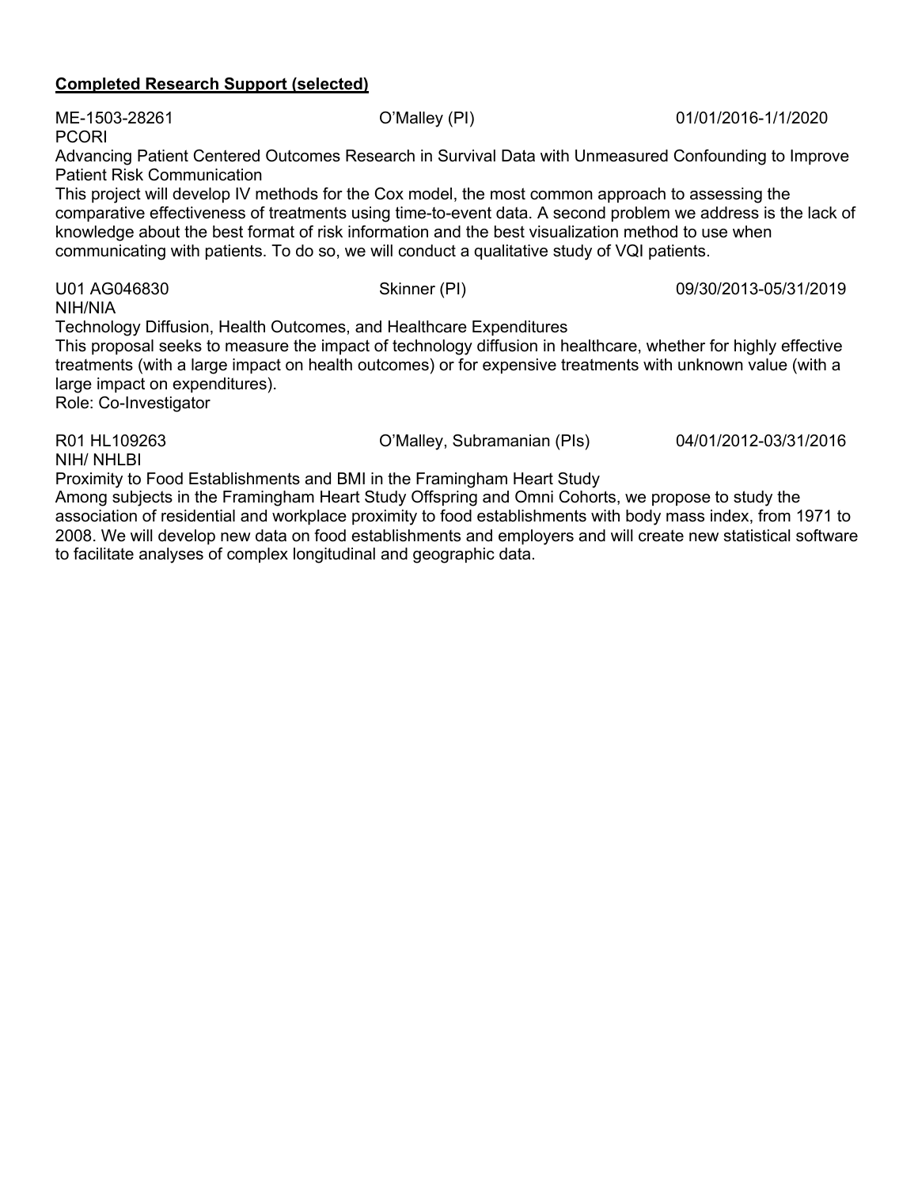**Completed Research Support (selected)**

ME-1503-28261 O'Malley (PI) 01/01/2016-1/1/2020
PCORI
Advancing Patient Centered Outcomes Research in Survival Data with Unmeasured Confounding to Improve Patient Risk Communication
This project will develop IV methods for the Cox model, the most common approach to assessing the comparative effectiveness of treatments using time-to-event data. A second problem we address is the lack of knowledge about the best format of risk information and the best visualization method to use when communicating with patients. To do so, we will conduct a qualitative study of VQI patients.

U01 AG046830 Skinner (PI) 09/30/2013-05/31/2019
NIH/NIA
Technology Diffusion, Health Outcomes, and Healthcare Expenditures
This proposal seeks to measure the impact of technology diffusion in healthcare, whether for highly effective treatments (with a large impact on health outcomes) or for expensive treatments with unknown value (with a large impact on expenditures).
Role: Co-Investigator

R01 HL109263 O'Malley, Subramanian (PIs) 04/01/2012-03/31/2016
NIH/ NHLBI
Proximity to Food Establishments and BMI in the Framingham Heart Study
Among subjects in the Framingham Heart Study Offspring and Omni Cohorts, we propose to study the association of residential and workplace proximity to food establishments with body mass index, from 1971 to 2008. We will develop new data on food establishments and employers and will create new statistical software to facilitate analyses of complex longitudinal and geographic data.